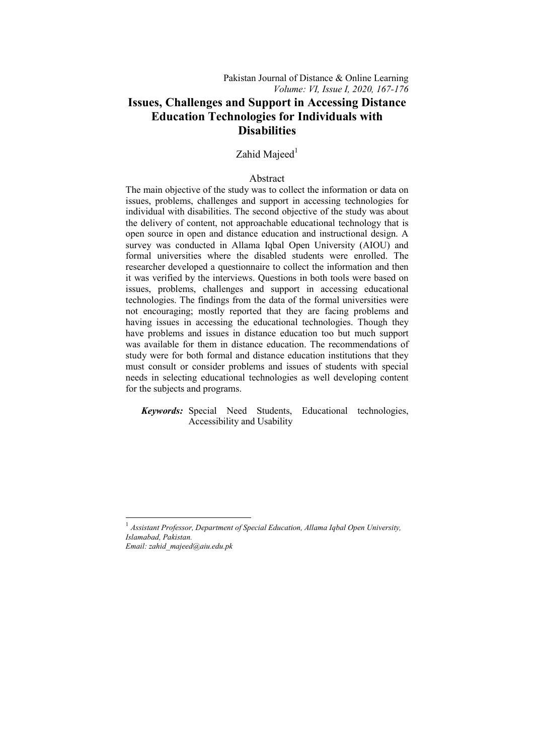# Issues, Challenges and Support in Accessing Distance Education Technologies for Individuals with Disabilities

Zahid Majeed[1]

## Abstract

The main objective of the study was to collect the information or data on issues, problems, challenges and support in accessing technologies for individual with disabilities. The second objective of the study was about the delivery of content, not approachable educational technology that is open source in open and distance education and instructional design. A survey was conducted in Allama Iqbal Open University (AIOU) and formal universities where the disabled students were enrolled. The researcher developed a questionnaire to collect the information and then it was verified by the interviews. Questions in both tools were based on issues, problems, challenges and support in accessing educational technologies. The findings from the data of the formal universities were not encouraging; mostly reported that they are facing problems and having issues in accessing the educational technologies. Though they have problems and issues in distance education too but much support was available for them in distance education. The recommendations of study were for both formal and distance education institutions that they must consult or consider problems and issues of students with special needs in selecting educational technologies as well developing content for the subjects and programs.

***Keywords:*** Special Need Students, Educational technologies, Accessibility and Usability

---

[1] *Assistant Professor, Department of Special Education, Allama Iqbal Open University, Islamabad, Pakistan.*
*Email: zahid_majeed@aiu.edu.pk*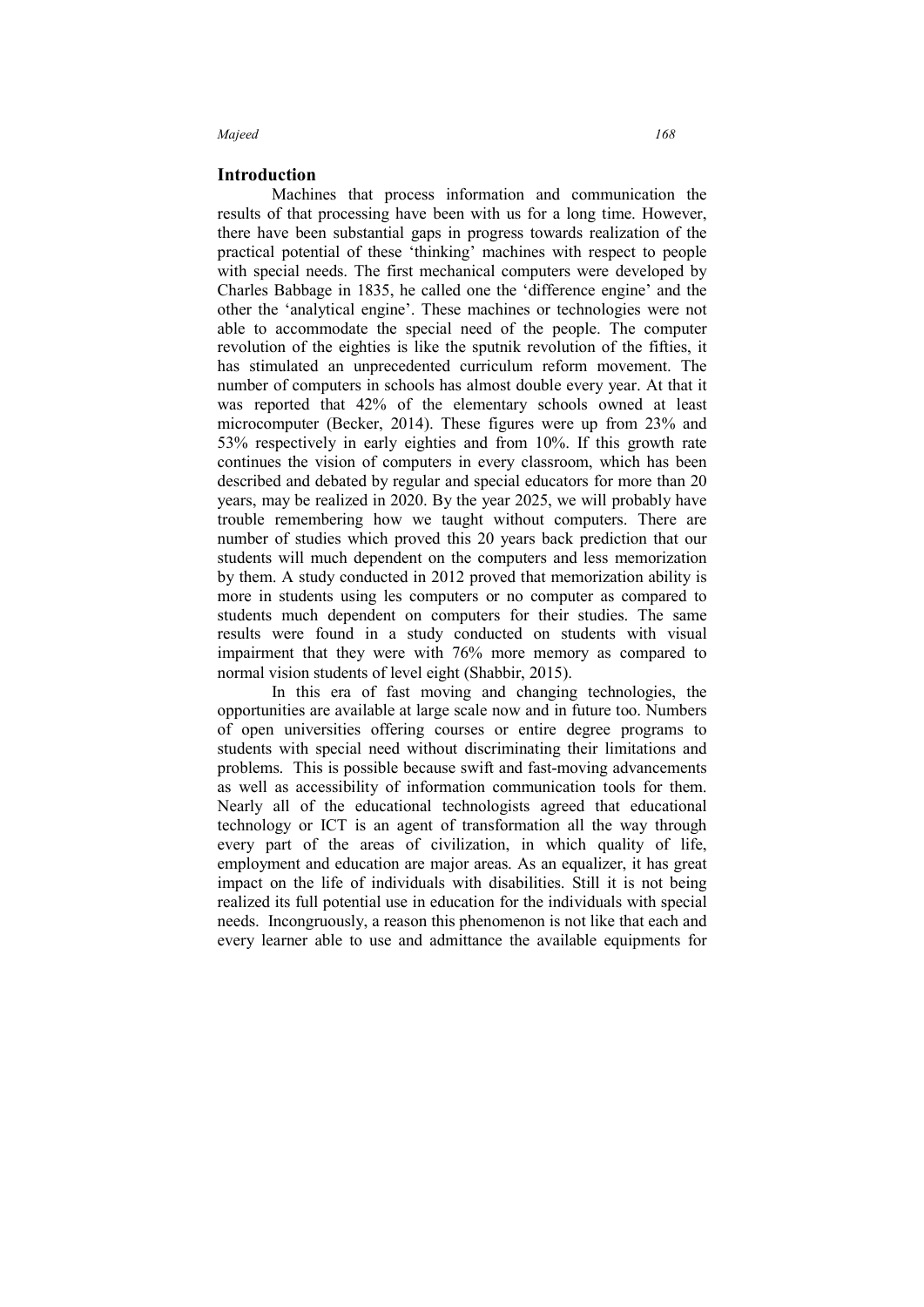## Introduction

Machines that process information and communication the results of that processing have been with us for a long time. However, there have been substantial gaps in progress towards realization of the practical potential of these 'thinking' machines with respect to people with special needs. The first mechanical computers were developed by Charles Babbage in 1835, he called one the 'difference engine' and the other the 'analytical engine'. These machines or technologies were not able to accommodate the special need of the people. The computer revolution of the eighties is like the sputnik revolution of the fifties, it has stimulated an unprecedented curriculum reform movement. The number of computers in schools has almost double every year. At that it was reported that 42% of the elementary schools owned at least microcomputer (Becker, 2014). These figures were up from 23% and 53% respectively in early eighties and from 10%. If this growth rate continues the vision of computers in every classroom, which has been described and debated by regular and special educators for more than 20 years, may be realized in 2020. By the year 2025, we will probably have trouble remembering how we taught without computers. There are number of studies which proved this 20 years back prediction that our students will much dependent on the computers and less memorization by them. A study conducted in 2012 proved that memorization ability is more in students using les computers or no computer as compared to students much dependent on computers for their studies. The same results were found in a study conducted on students with visual impairment that they were with 76% more memory as compared to normal vision students of level eight (Shabbir, 2015).

In this era of fast moving and changing technologies, the opportunities are available at large scale now and in future too. Numbers of open universities offering courses or entire degree programs to students with special need without discriminating their limitations and problems. This is possible because swift and fast-moving advancements as well as accessibility of information communication tools for them. Nearly all of the educational technologists agreed that educational technology or ICT is an agent of transformation all the way through every part of the areas of civilization, in which quality of life, employment and education are major areas. As an equalizer, it has great impact on the life of individuals with disabilities. Still it is not being realized its full potential use in education for the individuals with special needs. Incongruously, a reason this phenomenon is not like that each and every learner able to use and admittance the available equipments for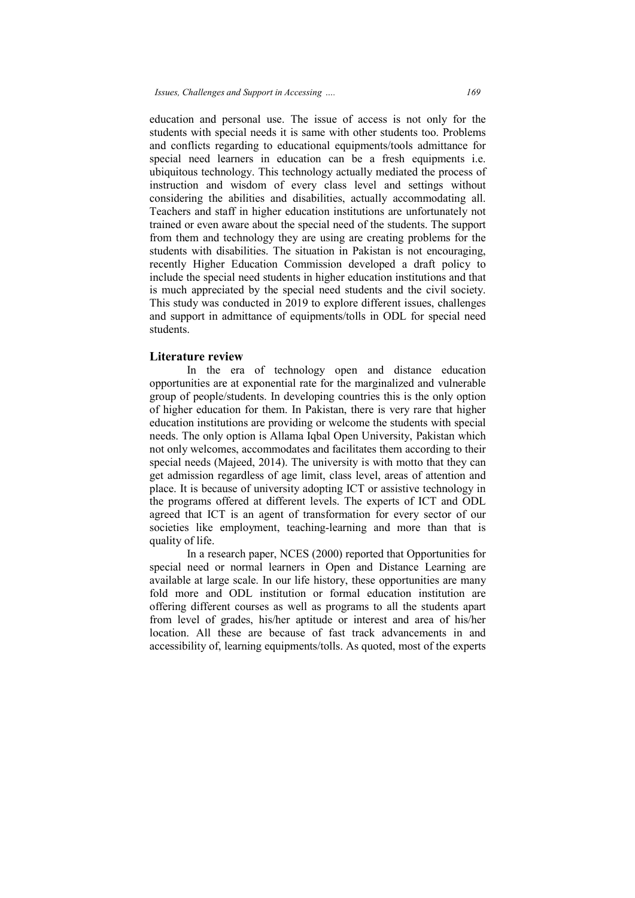education and personal use. The issue of access is not only for the students with special needs it is same with other students too. Problems and conflicts regarding to educational equipments/tools admittance for special need learners in education can be a fresh equipments i.e. ubiquitous technology. This technology actually mediated the process of instruction and wisdom of every class level and settings without considering the abilities and disabilities, actually accommodating all. Teachers and staff in higher education institutions are unfortunately not trained or even aware about the special need of the students. The support from them and technology they are using are creating problems for the students with disabilities. The situation in Pakistan is not encouraging, recently Higher Education Commission developed a draft policy to include the special need students in higher education institutions and that is much appreciated by the special need students and the civil society. This study was conducted in 2019 to explore different issues, challenges and support in admittance of equipments/tolls in ODL for special need students.

## Literature review

In the era of technology open and distance education opportunities are at exponential rate for the marginalized and vulnerable group of people/students. In developing countries this is the only option of higher education for them. In Pakistan, there is very rare that higher education institutions are providing or welcome the students with special needs. The only option is Allama Iqbal Open University, Pakistan which not only welcomes, accommodates and facilitates them according to their special needs (Majeed, 2014). The university is with motto that they can get admission regardless of age limit, class level, areas of attention and place. It is because of university adopting ICT or assistive technology in the programs offered at different levels. The experts of ICT and ODL agreed that ICT is an agent of transformation for every sector of our societies like employment, teaching-learning and more than that is quality of life.

In a research paper, NCES (2000) reported that Opportunities for special need or normal learners in Open and Distance Learning are available at large scale. In our life history, these opportunities are many fold more and ODL institution or formal education institution are offering different courses as well as programs to all the students apart from level of grades, his/her aptitude or interest and area of his/her location. All these are because of fast track advancements in and accessibility of, learning equipments/tolls. As quoted, most of the experts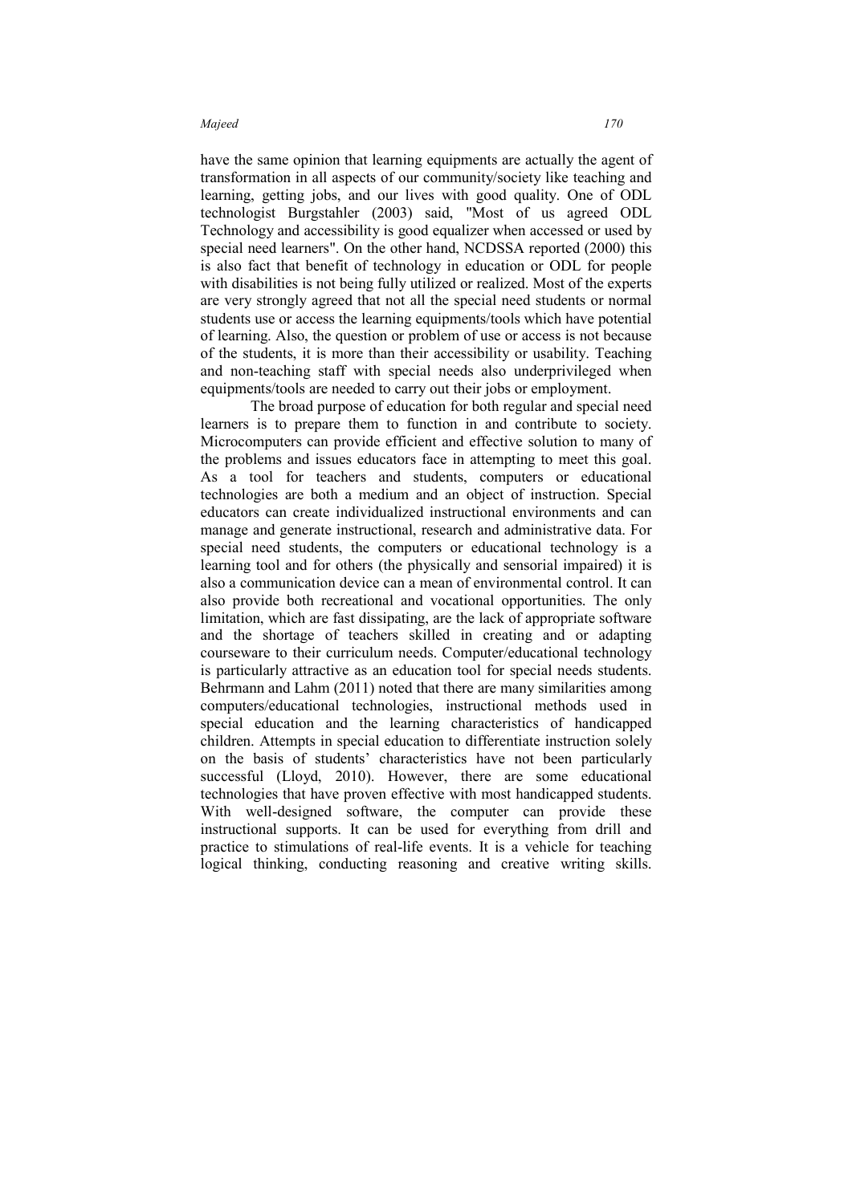have the same opinion that learning equipments are actually the agent of transformation in all aspects of our community/society like teaching and learning, getting jobs, and our lives with good quality. One of ODL technologist Burgstahler (2003) said, "Most of us agreed ODL Technology and accessibility is good equalizer when accessed or used by special need learners". On the other hand, NCDSSA reported (2000) this is also fact that benefit of technology in education or ODL for people with disabilities is not being fully utilized or realized. Most of the experts are very strongly agreed that not all the special need students or normal students use or access the learning equipments/tools which have potential of learning. Also, the question or problem of use or access is not because of the students, it is more than their accessibility or usability. Teaching and non-teaching staff with special needs also underprivileged when equipments/tools are needed to carry out their jobs or employment.

The broad purpose of education for both regular and special need learners is to prepare them to function in and contribute to society. Microcomputers can provide efficient and effective solution to many of the problems and issues educators face in attempting to meet this goal. As a tool for teachers and students, computers or educational technologies are both a medium and an object of instruction. Special educators can create individualized instructional environments and can manage and generate instructional, research and administrative data. For special need students, the computers or educational technology is a learning tool and for others (the physically and sensorial impaired) it is also a communication device can a mean of environmental control. It can also provide both recreational and vocational opportunities. The only limitation, which are fast dissipating, are the lack of appropriate software and the shortage of teachers skilled in creating and or adapting courseware to their curriculum needs. Computer/educational technology is particularly attractive as an education tool for special needs students. Behrmann and Lahm (2011) noted that there are many similarities among computers/educational technologies, instructional methods used in special education and the learning characteristics of handicapped children. Attempts in special education to differentiate instruction solely on the basis of students' characteristics have not been particularly successful (Lloyd, 2010). However, there are some educational technologies that have proven effective with most handicapped students. With well-designed software, the computer can provide these instructional supports. It can be used for everything from drill and practice to stimulations of real-life events. It is a vehicle for teaching logical thinking, conducting reasoning and creative writing skills.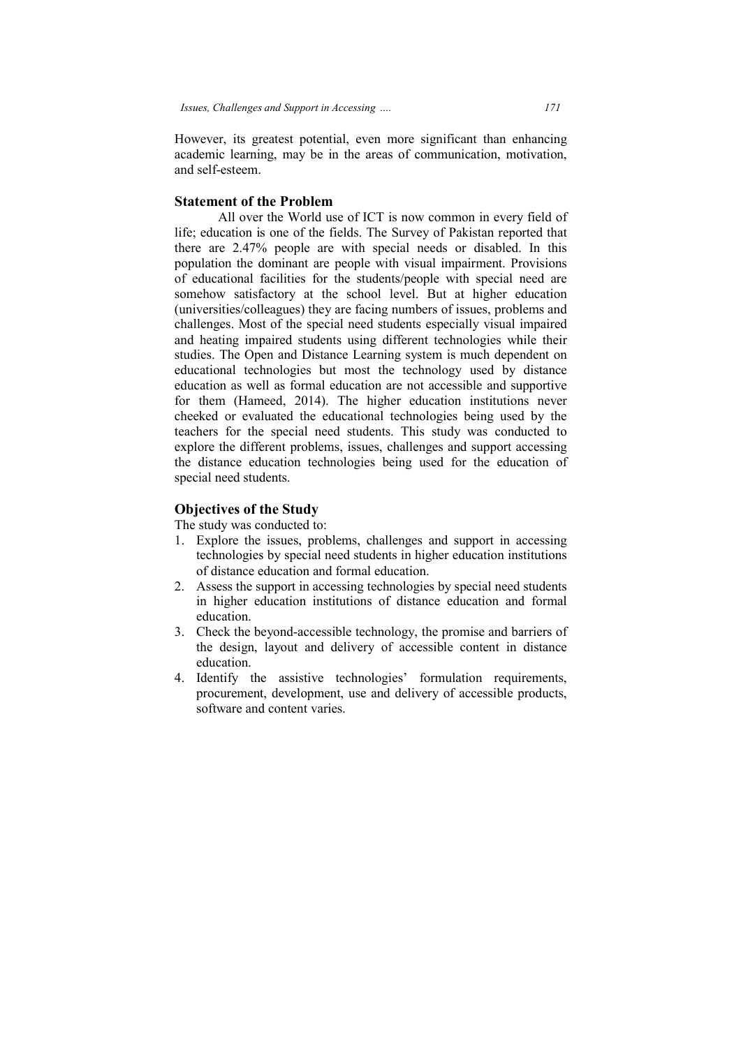However, its greatest potential, even more significant than enhancing academic learning, may be in the areas of communication, motivation, and self-esteem.

## Statement of the Problem

All over the World use of ICT is now common in every field of life; education is one of the fields. The Survey of Pakistan reported that there are 2.47% people are with special needs or disabled. In this population the dominant are people with visual impairment. Provisions of educational facilities for the students/people with special need are somehow satisfactory at the school level. But at higher education (universities/colleagues) they are facing numbers of issues, problems and challenges. Most of the special need students especially visual impaired and heating impaired students using different technologies while their studies. The Open and Distance Learning system is much dependent on educational technologies but most the technology used by distance education as well as formal education are not accessible and supportive for them (Hameed, 2014). The higher education institutions never cheeked or evaluated the educational technologies being used by the teachers for the special need students. This study was conducted to explore the different problems, issues, challenges and support accessing the distance education technologies being used for the education of special need students.

## Objectives of the Study

The study was conducted to:

1. Explore the issues, problems, challenges and support in accessing technologies by special need students in higher education institutions of distance education and formal education.
2. Assess the support in accessing technologies by special need students in higher education institutions of distance education and formal education.
3. Check the beyond-accessible technology, the promise and barriers of the design, layout and delivery of accessible content in distance education.
4. Identify the assistive technologies' formulation requirements, procurement, development, use and delivery of accessible products, software and content varies.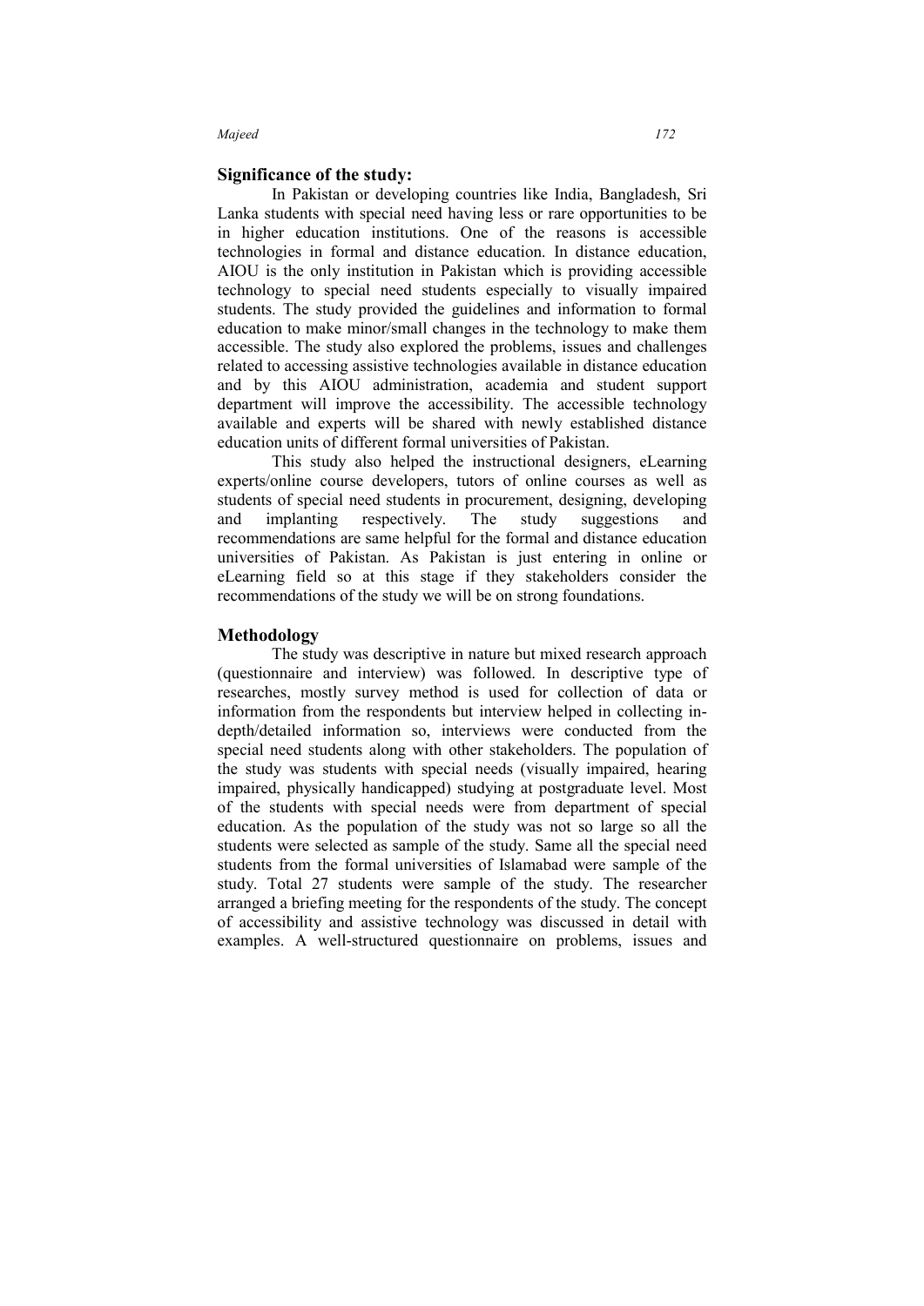## Significance of the study:

In Pakistan or developing countries like India, Bangladesh, Sri Lanka students with special need having less or rare opportunities to be in higher education institutions. One of the reasons is accessible technologies in formal and distance education. In distance education, AIOU is the only institution in Pakistan which is providing accessible technology to special need students especially to visually impaired students. The study provided the guidelines and information to formal education to make minor/small changes in the technology to make them accessible. The study also explored the problems, issues and challenges related to accessing assistive technologies available in distance education and by this AIOU administration, academia and student support department will improve the accessibility. The accessible technology available and experts will be shared with newly established distance education units of different formal universities of Pakistan.

This study also helped the instructional designers, eLearning experts/online course developers, tutors of online courses as well as students of special need students in procurement, designing, developing and implanting respectively. The study suggestions and recommendations are same helpful for the formal and distance education universities of Pakistan. As Pakistan is just entering in online or eLearning field so at this stage if they stakeholders consider the recommendations of the study we will be on strong foundations.

## Methodology

The study was descriptive in nature but mixed research approach (questionnaire and interview) was followed. In descriptive type of researches, mostly survey method is used for collection of data or information from the respondents but interview helped in collecting in-depth/detailed information so, interviews were conducted from the special need students along with other stakeholders. The population of the study was students with special needs (visually impaired, hearing impaired, physically handicapped) studying at postgraduate level. Most of the students with special needs were from department of special education. As the population of the study was not so large so all the students were selected as sample of the study. Same all the special need students from the formal universities of Islamabad were sample of the study. Total 27 students were sample of the study. The researcher arranged a briefing meeting for the respondents of the study. The concept of accessibility and assistive technology was discussed in detail with examples. A well-structured questionnaire on problems, issues and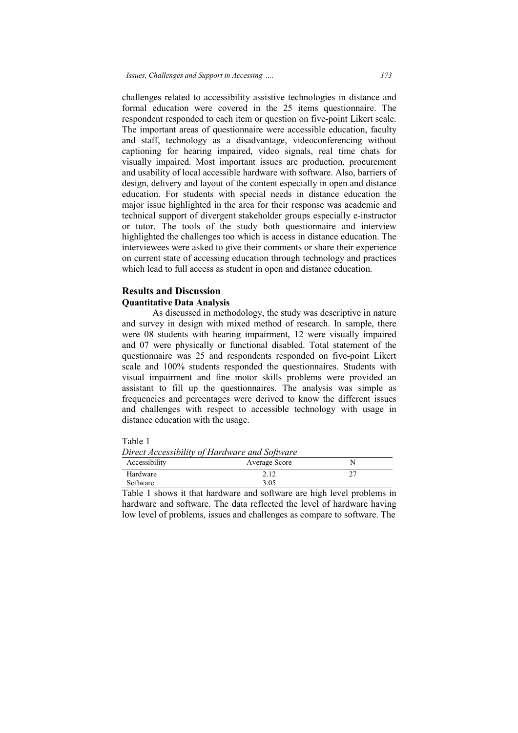challenges related to accessibility assistive technologies in distance and formal education were covered in the 25 items questionnaire. The respondent responded to each item or question on five-point Likert scale. The important areas of questionnaire were accessible education, faculty and staff, technology as a disadvantage, videoconferencing without captioning for hearing impaired, video signals, real time chats for visually impaired. Most important issues are production, procurement and usability of local accessible hardware with software. Also, barriers of design, delivery and layout of the content especially in open and distance education. For students with special needs in distance education the major issue highlighted in the area for their response was academic and technical support of divergent stakeholder groups especially e-instructor or tutor. The tools of the study both questionnaire and interview highlighted the challenges too which is access in distance education. The interviewees were asked to give their comments or share their experience on current state of accessing education through technology and practices which lead to full access as student in open and distance education.

## Results and Discussion

### Quantitative Data Analysis

As discussed in methodology, the study was descriptive in nature and survey in design with mixed method of research. In sample, there were 08 students with hearing impairment, 12 were visually impaired and 07 were physically or functional disabled. Total statement of the questionnaire was 25 and respondents responded on five-point Likert scale and 100% students responded the questionnaires. Students with visual impairment and fine motor skills problems were provided an assistant to fill up the questionnaires. The analysis was simple as frequencies and percentages were derived to know the different issues and challenges with respect to accessible technology with usage in distance education with the usage.

Table 1

*Direct Accessibility of Hardware and Software*

| Accessibility | Average Score | N |
|---|---|---|
| Hardware | 2.12 | 27 |
| Software | 3.05 | |

Table 1 shows it that hardware and software are high level problems in hardware and software. The data reflected the level of hardware having low level of problems, issues and challenges as compare to software. The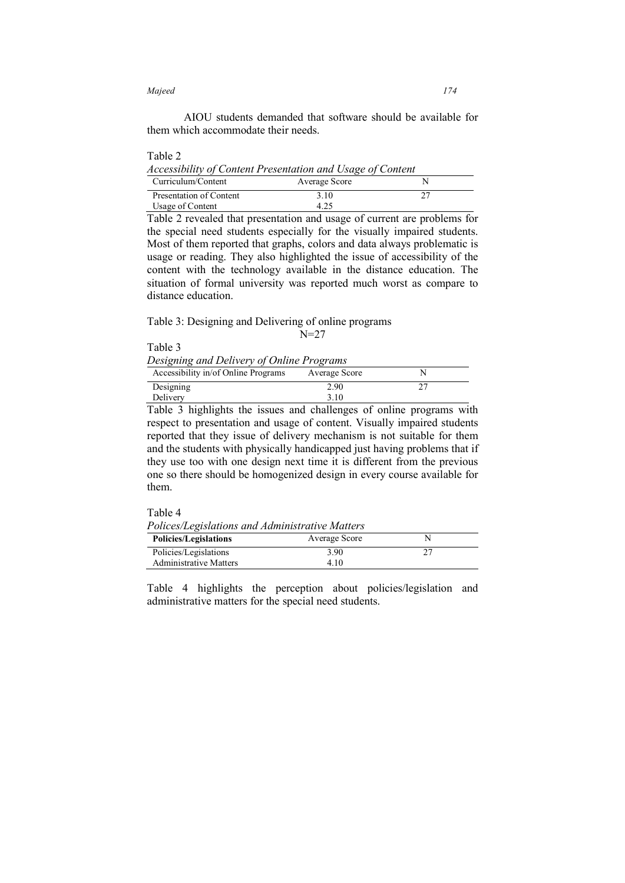AIOU students demanded that software should be available for them which accommodate their needs.

Table 2

*Accessibility of Content Presentation and Usage of Content*

| Curriculum/Content | Average Score | N |
|---|---|---|
| Presentation of Content | 3.10 | 27 |
| Usage of Content | 4.25 | |

Table 2 revealed that presentation and usage of current are problems for the special need students especially for the visually impaired students. Most of them reported that graphs, colors and data always problematic is usage or reading. They also highlighted the issue of accessibility of the content with the technology available in the distance education. The situation of formal university was reported much worst as compare to distance education.

Table 3: Designing and Delivering of online programs
N=27

Table 3

*Designing and Delivery of Online Programs*

| Accessibility in/of Online Programs | Average Score | N |
|---|---|---|
| Designing | 2.90 | 27 |
| Delivery | 3.10 | |

Table 3 highlights the issues and challenges of online programs with respect to presentation and usage of content. Visually impaired students reported that they issue of delivery mechanism is not suitable for them and the students with physically handicapped just having problems that if they use too with one design next time it is different from the previous one so there should be homogenized design in every course available for them.

Table 4

*Polices/Legislations and Administrative Matters*

| **Policies/Legislations** | Average Score | N |
|---|---|---|
| Policies/Legislations | 3.90 | 27 |
| Administrative Matters | 4.10 | |

Table 4 highlights the perception about policies/legislation and administrative matters for the special need students.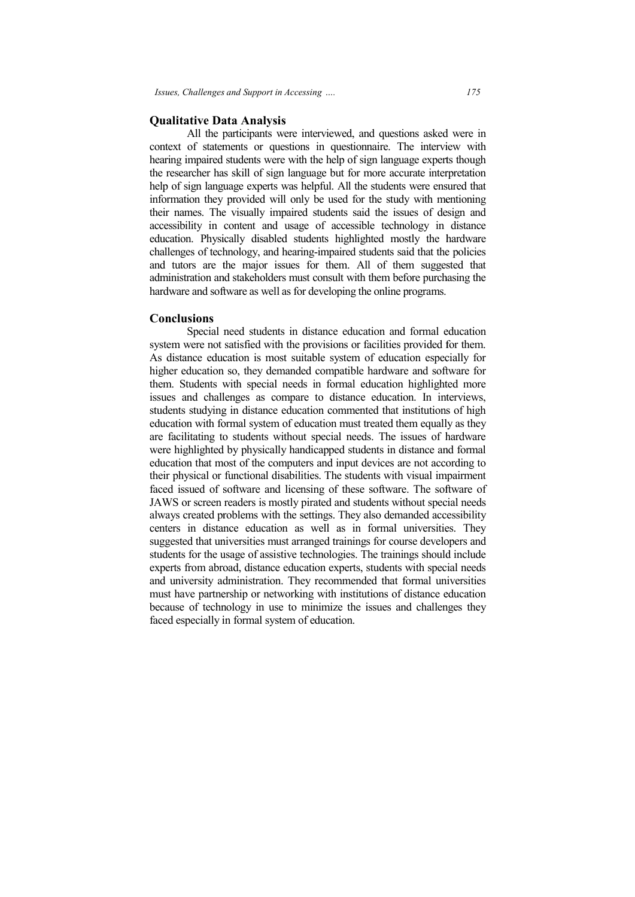## Qualitative Data Analysis

All the participants were interviewed, and questions asked were in context of statements or questions in questionnaire. The interview with hearing impaired students were with the help of sign language experts though the researcher has skill of sign language but for more accurate interpretation help of sign language experts was helpful. All the students were ensured that information they provided will only be used for the study with mentioning their names. The visually impaired students said the issues of design and accessibility in content and usage of accessible technology in distance education. Physically disabled students highlighted mostly the hardware challenges of technology, and hearing-impaired students said that the policies and tutors are the major issues for them. All of them suggested that administration and stakeholders must consult with them before purchasing the hardware and software as well as for developing the online programs.

## Conclusions

Special need students in distance education and formal education system were not satisfied with the provisions or facilities provided for them. As distance education is most suitable system of education especially for higher education so, they demanded compatible hardware and software for them. Students with special needs in formal education highlighted more issues and challenges as compare to distance education. In interviews, students studying in distance education commented that institutions of high education with formal system of education must treated them equally as they are facilitating to students without special needs. The issues of hardware were highlighted by physically handicapped students in distance and formal education that most of the computers and input devices are not according to their physical or functional disabilities. The students with visual impairment faced issued of software and licensing of these software. The software of JAWS or screen readers is mostly pirated and students without special needs always created problems with the settings. They also demanded accessibility centers in distance education as well as in formal universities. They suggested that universities must arranged trainings for course developers and students for the usage of assistive technologies. The trainings should include experts from abroad, distance education experts, students with special needs and university administration. They recommended that formal universities must have partnership or networking with institutions of distance education because of technology in use to minimize the issues and challenges they faced especially in formal system of education.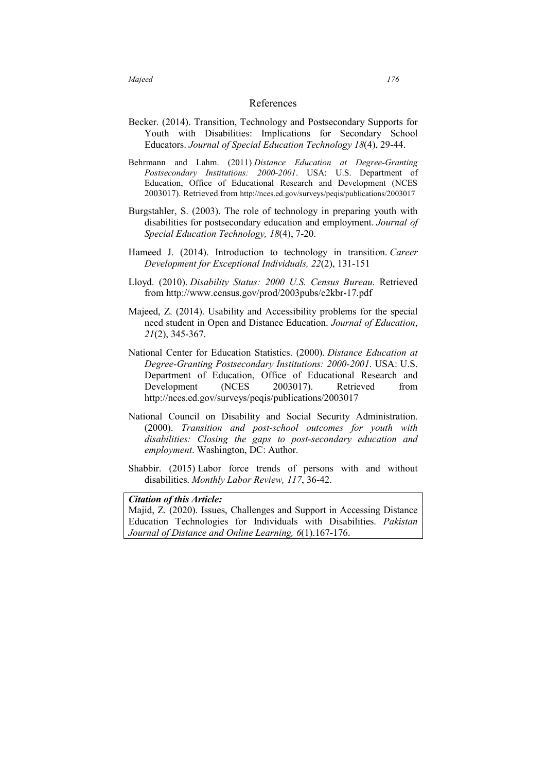## References

Becker. (2014). Transition, Technology and Postsecondary Supports for Youth with Disabilities: Implications for Secondary School Educators. *Journal of Special Education Technology 18*(4), 29-44.

Behrmann and Lahm. (2011) *Distance Education at Degree-Granting Postsecondary Institutions: 2000-2001*. USA: U.S. Department of Education, Office of Educational Research and Development (NCES 2003017). Retrieved from http://nces.ed.gov/surveys/peqis/publications/2003017

Burgstahler, S. (2003). The role of technology in preparing youth with disabilities for postsecondary education and employment. *Journal of Special Education Technology, 18*(4), 7-20.

Hameed J. (2014). Introduction to technology in transition. *Career Development for Exceptional Individuals, 22*(2), 131-151

Lloyd. (2010). *Disability Status: 2000 U.S. Census Bureau*. Retrieved from http://www.census.gov/prod/2003pubs/c2kbr-17.pdf

Majeed, Z. (2014). Usability and Accessibility problems for the special need student in Open and Distance Education. *Journal of Education*, *21*(2), 345-367.

National Center for Education Statistics. (2000). *Distance Education at Degree-Granting Postsecondary Institutions: 2000-2001*. USA: U.S. Department of Education, Office of Educational Research and Development (NCES 2003017). Retrieved from http://nces.ed.gov/surveys/peqis/publications/2003017

National Council on Disability and Social Security Administration. (2000). *Transition and post-school outcomes for youth with disabilities: Closing the gaps to post-secondary education and employment*. Washington, DC: Author.

Shabbir. (2015) Labor force trends of persons with and without disabilities. *Monthly Labor Review, 117*, 36-42.

***Citation of this Article:***
Majid, Z. (2020). Issues, Challenges and Support in Accessing Distance Education Technologies for Individuals with Disabilities. *Pakistan Journal of Distance and Online Learning, 6*(1).167-176.